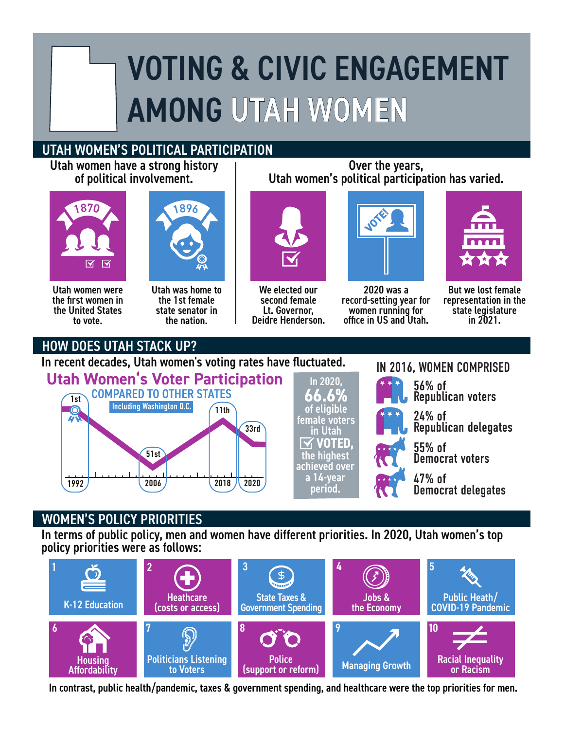# VOTING & CIVIC ENGAGEMENT AMONG UTAH WOMEN

## UTAH WOMEN'S POLITICAL PARTICIPATION

**Utah women have a strong history of political involvement.**

- **1870** — Utah women were the first women in the United States to vote.
- **1896** — Utah was home to the 1st female state senator in the nation.

**Over the years, Utah women's political participation has varied.**

- We elected our second female Lt. Governor, Deidre Henderson.
- 2020 was a record-setting year for women running for office in US and Utah.
- But we lost female representation in the state legislature in 2021.

## HOW DOES UTAH STACK UP?

**In recent decades, Utah women's voting rates have fluctuated.**

### Utah Women's Voter Participation

COMPARED TO OTHER STATES (Including Washington D.C.)

| Year | Rank |
| --- | --- |
| 1992 | 1st |
| 2006 | 51st |
| 2018 | 11th |
| 2020 | 33rd |

In 2020, **66.6%** of eligible female voters in Utah **VOTED,** the highest achieved over a 14-year period.

### IN 2016, WOMEN COMPRISED

- 56% of Republican voters
- 24% of Republican delegates
- 55% of Democrat voters
- 47% of Democrat delegates

## WOMEN'S POLICY PRIORITIES

**In terms of public policy, men and women have different priorities. In 2020, Utah women's top policy priorities were as follows:**

1. K-12 Education
2. Heathcare (costs or access)
3. State Taxes & Government Spending
4. Jobs & the Economy
5. Public Heath/ COVID-19 Pandemic
6. Housing Affordability
7. Politicians Listening to Voters
8. Police (support or reform)
9. Managing Growth
10. Racial Inequality or Racism

**In contrast, public health/pandemic, taxes & government spending, and healthcare were the top priorities for men.**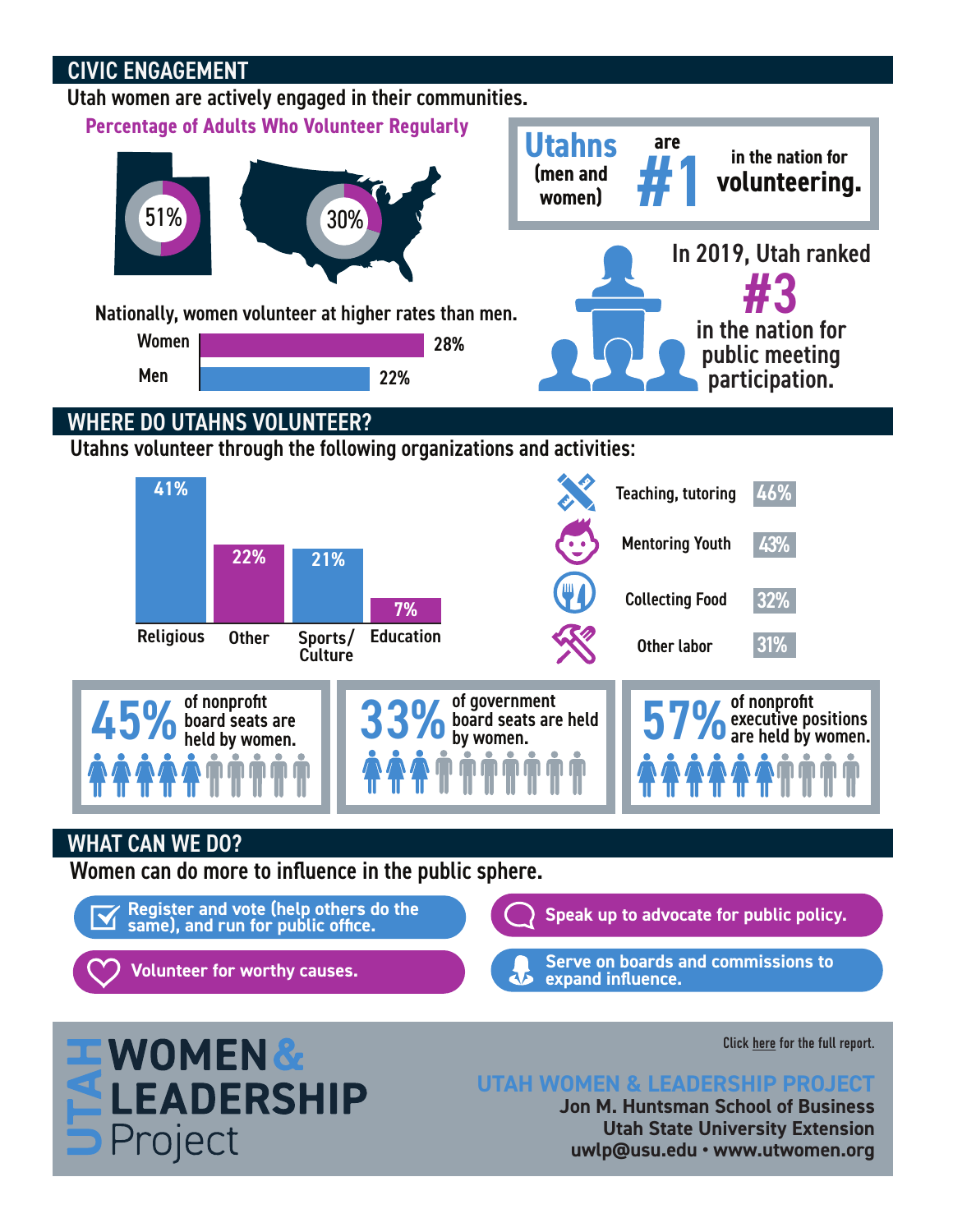## CIVIC ENGAGEMENT

Utah women are actively engaged in their communities.

**Percentage of Adults Who Volunteer Regularly**

51%

30%

Nationally, women volunteer at higher rates than men.

Women 28%

Men 22%

**Utahns** (men and women) are **#1** in the nation for **volunteering.**

In 2019, Utah ranked **#3** in the nation for public meeting participation.

## WHERE DO UTAHNS VOLUNTEER?

Utahns volunteer through the following organizations and activities:

41% Religious

22% Other

21% Sports/ Culture

7% Education

Teaching, tutoring 46%

Mentoring Youth 43%

Collecting Food 32%

Other labor 31%

**45%** of nonprofit board seats are held by women.

**33%** of government board seats are held by women.

**57%** of nonprofit executive positions are held by women.

## WHAT CAN WE DO?

Women can do more to influence in the public sphere.

- Register and vote (help others do the same), and run for public office.
- Speak up to advocate for public policy.
- Volunteer for worthy causes.
- Serve on boards and commissions to expand influence.

UTAH WOMEN & LEADERSHIP Project

Click here for the full report.

**UTAH WOMEN & LEADERSHIP PROJECT**
**Jon M. Huntsman School of Business**
**Utah State University Extension**
**uwlp@usu.edu • www.utwomen.org**